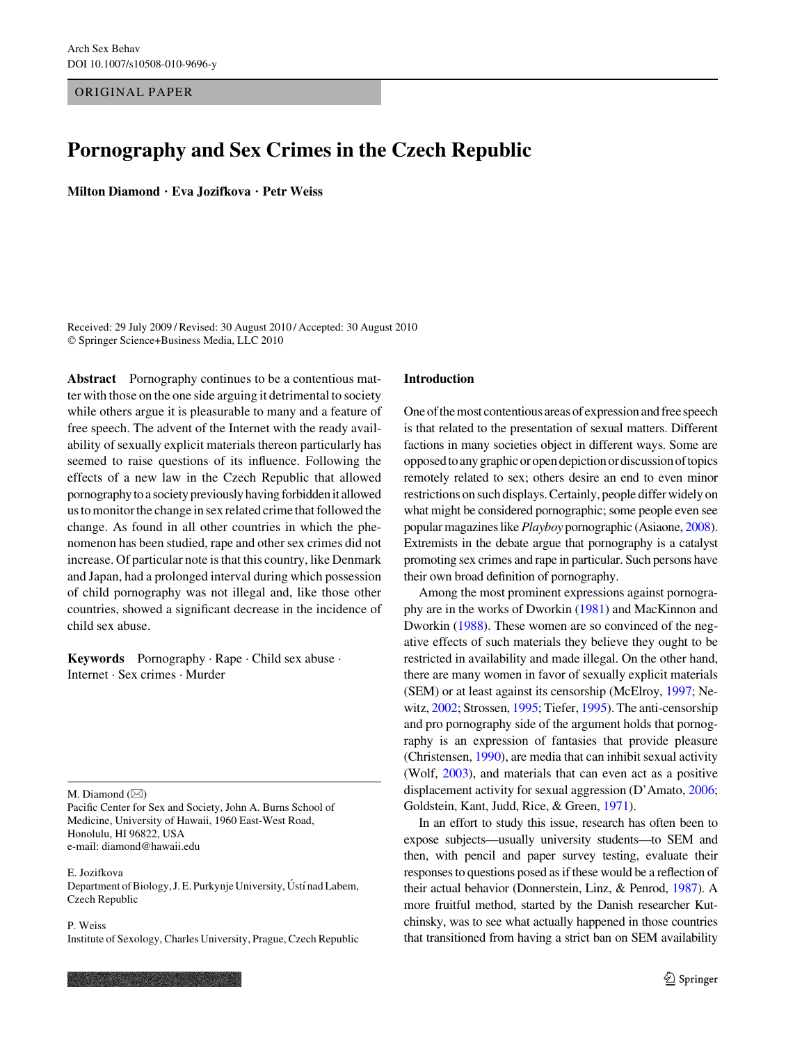Arch Sex Behav
DOI 10.1007/s10508-010-9696-y

ORIGINAL PAPER

# Pornography and Sex Crimes in the Czech Republic

**Milton Diamond · Eva Jozifkova · Petr Weiss**

Received: 29 July 2009 / Revised: 30 August 2010 / Accepted: 30 August 2010
© Springer Science+Business Media, LLC 2010

**Abstract** Pornography continues to be a contentious matter with those on the one side arguing it detrimental to society while others argue it is pleasurable to many and a feature of free speech. The advent of the Internet with the ready availability of sexually explicit materials thereon particularly has seemed to raise questions of its influence. Following the effects of a new law in the Czech Republic that allowed pornography to a society previously having forbidden it allowed us to monitor the change in sex related crime that followed the change. As found in all other countries in which the phenomenon has been studied, rape and other sex crimes did not increase. Of particular note is that this country, like Denmark and Japan, had a prolonged interval during which possession of child pornography was not illegal and, like those other countries, showed a significant decrease in the incidence of child sex abuse.

**Keywords** Pornography · Rape · Child sex abuse · Internet · Sex crimes · Murder

M. Diamond (✉)
Pacific Center for Sex and Society, John A. Burns School of Medicine, University of Hawaii, 1960 East-West Road, Honolulu, HI 96822, USA
e-mail: diamond@hawaii.edu

E. Jozifkova
Department of Biology, J. E. Purkynje University, Ústí nad Labem, Czech Republic

P. Weiss
Institute of Sexology, Charles University, Prague, Czech Republic

## Introduction

One of the most contentious areas of expression and free speech is that related to the presentation of sexual matters. Different factions in many societies object in different ways. Some are opposed to any graphic or open depiction or discussion of topics remotely related to sex; others desire an end to even minor restrictions on such displays. Certainly, people differ widely on what might be considered pornographic; some people even see popular magazines like *Playboy* pornographic (Asiaone, 2008). Extremists in the debate argue that pornography is a catalyst promoting sex crimes and rape in particular. Such persons have their own broad definition of pornography.

Among the most prominent expressions against pornography are in the works of Dworkin (1981) and MacKinnon and Dworkin (1988). These women are so convinced of the negative effects of such materials they believe they ought to be restricted in availability and made illegal. On the other hand, there are many women in favor of sexually explicit materials (SEM) or at least against its censorship (McElroy, 1997; Newitz, 2002; Strossen, 1995; Tiefer, 1995). The anti-censorship and pro pornography side of the argument holds that pornography is an expression of fantasies that provide pleasure (Christensen, 1990), are media that can inhibit sexual activity (Wolf, 2003), and materials that can even act as a positive displacement activity for sexual aggression (D'Amato, 2006; Goldstein, Kant, Judd, Rice, & Green, 1971).

In an effort to study this issue, research has often been to expose subjects—usually university students—to SEM and then, with pencil and paper survey testing, evaluate their responses to questions posed as if these would be a reflection of their actual behavior (Donnerstein, Linz, & Penrod, 1987). A more fruitful method, started by the Danish researcher Kutchinsky, was to see what actually happened in those countries that transitioned from having a strict ban on SEM availability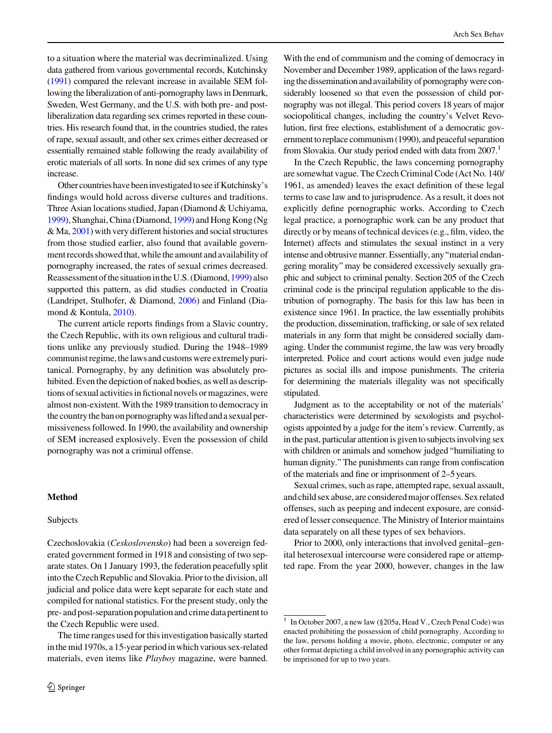to a situation where the material was decriminalized. Using data gathered from various governmental records, Kutchinsky (1991) compared the relevant increase in available SEM following the liberalization of anti-pornography laws in Denmark, Sweden, West Germany, and the U.S. with both pre- and post-liberalization data regarding sex crimes reported in these countries. His research found that, in the countries studied, the rates of rape, sexual assault, and other sex crimes either decreased or essentially remained stable following the ready availability of erotic materials of all sorts. In none did sex crimes of any type increase.

Other countries have been investigated to see if Kutchinsky's findings would hold across diverse cultures and traditions. Three Asian locations studied, Japan (Diamond & Uchiyama, 1999), Shanghai, China (Diamond, 1999) and Hong Kong (Ng & Ma, 2001) with very different histories and social structures from those studied earlier, also found that available government records showed that, while the amount and availability of pornography increased, the rates of sexual crimes decreased. Reassessment of the situation in the U.S. (Diamond, 1999) also supported this pattern, as did studies conducted in Croatia (Landripet, Stulhofer, & Diamond, 2006) and Finland (Diamond & Kontula, 2010).

The current article reports findings from a Slavic country, the Czech Republic, with its own religious and cultural traditions unlike any previously studied. During the 1948–1989 communist regime, the laws and customs were extremely puritanical. Pornography, by any definition was absolutely prohibited. Even the depiction of naked bodies, as well as descriptions of sexual activities in fictional novels or magazines, were almost non-existent. With the 1989 transition to democracy in the country the ban on pornography was lifted and a sexual permissiveness followed. In 1990, the availability and ownership of SEM increased explosively. Even the possession of child pornography was not a criminal offense.

## Method

### Subjects

Czechoslovakia (*Ceskoslovensko*) had been a sovereign federated government formed in 1918 and consisting of two separate states. On 1 January 1993, the federation peacefully split into the Czech Republic and Slovakia. Prior to the division, all judicial and police data were kept separate for each state and compiled for national statistics. For the present study, only the pre- and post-separation population and crime data pertinent to the Czech Republic were used.

The time ranges used for this investigation basically started in the mid 1970s, a 15-year period in which various sex-related materials, even items like *Playboy* magazine, were banned. With the end of communism and the coming of democracy in November and December 1989, application of the laws regarding the dissemination and availability of pornography were considerably loosened so that even the possession of child pornography was not illegal. This period covers 18 years of major sociopolitical changes, including the country's Velvet Revolution, first free elections, establishment of a democratic government to replace communism (1990), and peaceful separation from Slovakia. Our study period ended with data from 2007.[1]

In the Czech Republic, the laws concerning pornography are somewhat vague. The Czech Criminal Code (Act No. 140/1961, as amended) leaves the exact definition of these legal terms to case law and to jurisprudence. As a result, it does not explicitly define pornographic works. According to Czech legal practice, a pornographic work can be any product that directly or by means of technical devices (e.g., film, video, the Internet) affects and stimulates the sexual instinct in a very intense and obtrusive manner. Essentially, any "material endangering morality" may be considered excessively sexually graphic and subject to criminal penalty. Section 205 of the Czech criminal code is the principal regulation applicable to the distribution of pornography. The basis for this law has been in existence since 1961. In practice, the law essentially prohibits the production, dissemination, trafficking, or sale of sex related materials in any form that might be considered socially damaging. Under the communist regime, the law was very broadly interpreted. Police and court actions would even judge nude pictures as social ills and impose punishments. The criteria for determining the materials illegality was not specifically stipulated.

Judgment as to the acceptability or not of the materials' characteristics were determined by sexologists and psychologists appointed by a judge for the item's review. Currently, as in the past, particular attention is given to subjects involving sex with children or animals and somehow judged "humiliating to human dignity." The punishments can range from confiscation of the materials and fine or imprisonment of 2–5 years.

Sexual crimes, such as rape, attempted rape, sexual assault, and child sex abuse, are considered major offenses. Sex related offenses, such as peeping and indecent exposure, are considered of lesser consequence. The Ministry of Interior maintains data separately on all these types of sex behaviors.

Prior to 2000, only interactions that involved genital–genital heterosexual intercourse were considered rape or attempted rape. From the year 2000, however, changes in the law

[1] In October 2007, a new law (§205a, Head V., Czech Penal Code) was enacted prohibiting the possession of child pornography. According to the law, persons holding a movie, photo, electronic, computer or any other format depicting a child involved in any pornographic activity can be imprisoned for up to two years.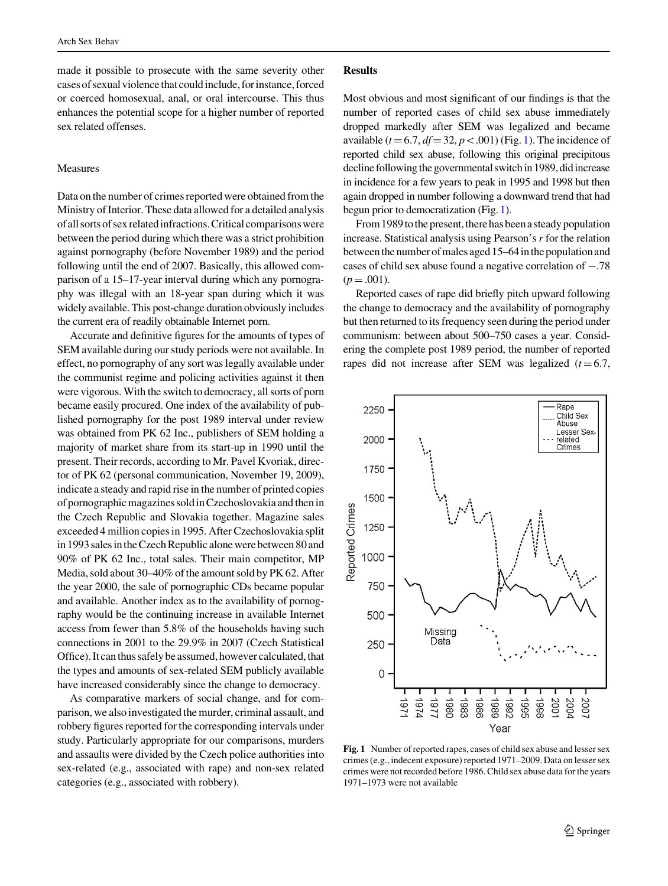made it possible to prosecute with the same severity other cases of sexual violence that could include, for instance, forced or coerced homosexual, anal, or oral intercourse. This thus enhances the potential scope for a higher number of reported sex related offenses.

### Measures

Data on the number of crimes reported were obtained from the Ministry of Interior. These data allowed for a detailed analysis of all sorts of sex related infractions. Critical comparisons were between the period during which there was a strict prohibition against pornography (before November 1989) and the period following until the end of 2007. Basically, this allowed comparison of a 15–17-year interval during which any pornography was illegal with an 18-year span during which it was widely available. This post-change duration obviously includes the current era of readily obtainable Internet porn.

Accurate and definitive figures for the amounts of types of SEM available during our study periods were not available. In effect, no pornography of any sort was legally available under the communist regime and policing activities against it then were vigorous. With the switch to democracy, all sorts of porn became easily procured. One index of the availability of published pornography for the post 1989 interval under review was obtained from PK 62 Inc., publishers of SEM holding a majority of market share from its start-up in 1990 until the present. Their records, according to Mr. Pavel Kvoriak, director of PK 62 (personal communication, November 19, 2009), indicate a steady and rapid rise in the number of printed copies of pornographic magazines sold in Czechoslovakia and then in the Czech Republic and Slovakia together. Magazine sales exceeded 4 million copies in 1995. After Czechoslovakia split in 1993 sales in the Czech Republic alone were between 80 and 90% of PK 62 Inc., total sales. Their main competitor, MP Media, sold about 30–40% of the amount sold by PK 62. After the year 2000, the sale of pornographic CDs became popular and available. Another index as to the availability of pornography would be the continuing increase in available Internet access from fewer than 5.8% of the households having such connections in 2001 to the 29.9% in 2007 (Czech Statistical Office). It can thus safely be assumed, however calculated, that the types and amounts of sex-related SEM publicly available have increased considerably since the change to democracy.

As comparative markers of social change, and for comparison, we also investigated the murder, criminal assault, and robbery figures reported for the corresponding intervals under study. Particularly appropriate for our comparisons, murders and assaults were divided by the Czech police authorities into sex-related (e.g., associated with rape) and non-sex related categories (e.g., associated with robbery).

## Results

Most obvious and most significant of our findings is that the number of reported cases of child sex abuse immediately dropped markedly after SEM was legalized and became available ($t = 6.7$, $df = 32$, $p < .001$) (Fig. 1). The incidence of reported child sex abuse, following this original precipitous decline following the governmental switch in 1989, did increase in incidence for a few years to peak in 1995 and 1998 but then again dropped in number following a downward trend that had begun prior to democratization (Fig. 1).

From 1989 to the present, there has been a steady population increase. Statistical analysis using Pearson's $r$ for the relation between the number of males aged 15–64 in the population and cases of child sex abuse found a negative correlation of −.78 ($p = .001$).

Reported cases of rape did briefly pitch upward following the change to democracy and the availability of pornography but then returned to its frequency seen during the period under communism: between about 500–750 cases a year. Considering the complete post 1989 period, the number of reported rapes did not increase after SEM was legalized ($t = 6.7$,

**Fig. 1** Number of reported rapes, cases of child sex abuse and lesser sex crimes (e.g., indecent exposure) reported 1971–2009. Data on lesser sex crimes were not recorded before 1986. Child sex abuse data for the years 1971–1973 were not available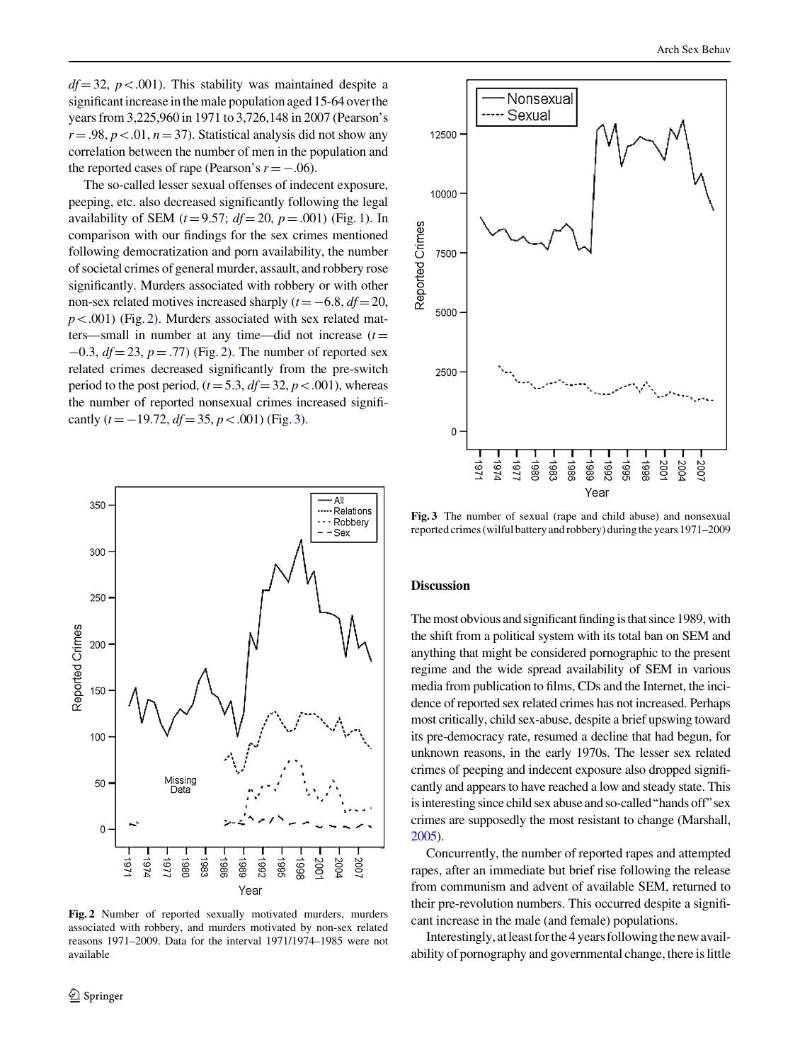$df = 32$, $p < .001$). This stability was maintained despite a significant increase in the male population aged 15-64 over the years from 3,225,960 in 1971 to 3,726,148 in 2007 (Pearson's $r = .98$, $p < .01$, $n = 37$). Statistical analysis did not show any correlation between the number of men in the population and the reported cases of rape (Pearson's $r = -.06$).

The so-called lesser sexual offenses of indecent exposure, peeping, etc. also decreased significantly following the legal availability of SEM ($t = 9.57$; $df = 20$, $p = .001$) (Fig. 1). In comparison with our findings for the sex crimes mentioned following democratization and porn availability, the number of societal crimes of general murder, assault, and robbery rose significantly. Murders associated with robbery or with other non-sex related motives increased sharply ($t = -6.8$, $df = 20$, $p < .001$) (Fig. 2). Murders associated with sex related matters—small in number at any time—did not increase ($t = -0.3$, $df = 23$, $p = .77$) (Fig. 2). The number of reported sex related crimes decreased significantly from the pre-switch period to the post period, ($t = 5.3$, $df = 32$, $p < .001$), whereas the number of reported nonsexual crimes increased significantly ($t = -19.72$, $df = 35$, $p < .001$) (Fig. 3).

**Fig. 2** Number of reported sexually motivated murders, murders associated with robbery, and murders motivated by non-sex related reasons 1971–2009. Data for the interval 1971/1974–1985 were not available

**Fig. 3** The number of sexual (rape and child abuse) and nonsexual reported crimes (wilful battery and robbery) during the years 1971–2009

## Discussion

The most obvious and significant finding is that since 1989, with the shift from a political system with its total ban on SEM and anything that might be considered pornographic to the present regime and the wide spread availability of SEM in various media from publication to films, CDs and the Internet, the incidence of reported sex related crimes has not increased. Perhaps most critically, child sex-abuse, despite a brief upswing toward its pre-democracy rate, resumed a decline that had begun, for unknown reasons, in the early 1970s. The lesser sex related crimes of peeping and indecent exposure also dropped significantly and appears to have reached a low and steady state. This is interesting since child sex abuse and so-called "hands off" sex crimes are supposedly the most resistant to change (Marshall, 2005).

Concurrently, the number of reported rapes and attempted rapes, after an immediate but brief rise following the release from communism and advent of available SEM, returned to their pre-revolution numbers. This occurred despite a significant increase in the male (and female) populations.

Interestingly, at least for the 4 years following the new availability of pornography and governmental change, there is little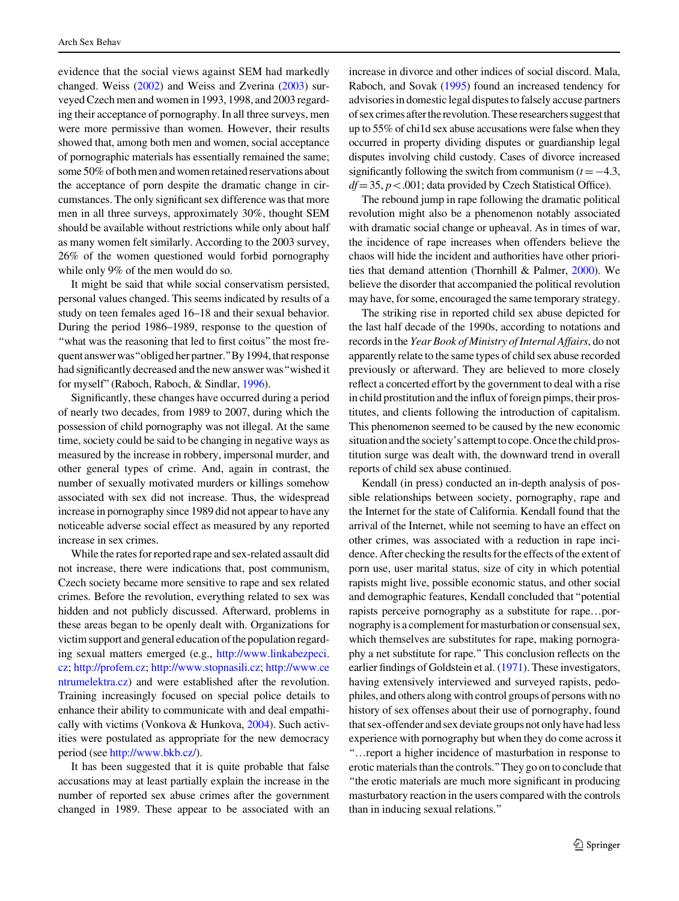evidence that the social views against SEM had markedly changed. Weiss (2002) and Weiss and Zverina (2003) surveyed Czech men and women in 1993, 1998, and 2003 regarding their acceptance of pornography. In all three surveys, men were more permissive than women. However, their results showed that, among both men and women, social acceptance of pornographic materials has essentially remained the same; some 50% of both men and women retained reservations about the acceptance of porn despite the dramatic change in circumstances. The only significant sex difference was that more men in all three surveys, approximately 30%, thought SEM should be available without restrictions while only about half as many women felt similarly. According to the 2003 survey, 26% of the women questioned would forbid pornography while only 9% of the men would do so.

It might be said that while social conservatism persisted, personal values changed. This seems indicated by results of a study on teen females aged 16–18 and their sexual behavior. During the period 1986–1989, response to the question of "what was the reasoning that led to first coitus" the most frequent answer was "obliged her partner." By 1994, that response had significantly decreased and the new answer was "wished it for myself" (Raboch, Raboch, & Sindlar, 1996).

Significantly, these changes have occurred during a period of nearly two decades, from 1989 to 2007, during which the possession of child pornography was not illegal. At the same time, society could be said to be changing in negative ways as measured by the increase in robbery, impersonal murder, and other general types of crime. And, again in contrast, the number of sexually motivated murders or killings somehow associated with sex did not increase. Thus, the widespread increase in pornography since 1989 did not appear to have any noticeable adverse social effect as measured by any reported increase in sex crimes.

While the rates for reported rape and sex-related assault did not increase, there were indications that, post communism, Czech society became more sensitive to rape and sex related crimes. Before the revolution, everything related to sex was hidden and not publicly discussed. Afterward, problems in these areas began to be openly dealt with. Organizations for victim support and general education of the population regarding sexual matters emerged (e.g., http://www.linkabezpeci.cz; http://profem.cz; http://www.stopnasili.cz; http://www.centrumelektra.cz) and were established after the revolution. Training increasingly focused on special police details to enhance their ability to communicate with and deal empathically with victims (Vonkova & Hunkova, 2004). Such activities were postulated as appropriate for the new democracy period (see http://www.bkb.cz/).

It has been suggested that it is quite probable that false accusations may at least partially explain the increase in the number of reported sex abuse crimes after the government changed in 1989. These appear to be associated with an increase in divorce and other indices of social discord. Mala, Raboch, and Sovak (1995) found an increased tendency for advisories in domestic legal disputes to falsely accuse partners of sex crimes after the revolution. These researchers suggest that up to 55% of chi1d sex abuse accusations were false when they occurred in property dividing disputes or guardianship legal disputes involving child custody. Cases of divorce increased significantly following the switch from communism ($t = -4.3$, $df = 35$, $p < .001$; data provided by Czech Statistical Office).

The rebound jump in rape following the dramatic political revolution might also be a phenomenon notably associated with dramatic social change or upheaval. As in times of war, the incidence of rape increases when offenders believe the chaos will hide the incident and authorities have other priorities that demand attention (Thornhill & Palmer, 2000). We believe the disorder that accompanied the political revolution may have, for some, encouraged the same temporary strategy.

The striking rise in reported child sex abuse depicted for the last half decade of the 1990s, according to notations and records in the *Year Book of Ministry of Internal Affairs*, do not apparently relate to the same types of child sex abuse recorded previously or afterward. They are believed to more closely reflect a concerted effort by the government to deal with a rise in child prostitution and the influx of foreign pimps, their prostitutes, and clients following the introduction of capitalism. This phenomenon seemed to be caused by the new economic situation and the society's attempt to cope. Once the child prostitution surge was dealt with, the downward trend in overall reports of child sex abuse continued.

Kendall (in press) conducted an in-depth analysis of possible relationships between society, pornography, rape and the Internet for the state of California. Kendall found that the arrival of the Internet, while not seeming to have an effect on other crimes, was associated with a reduction in rape incidence. After checking the results for the effects of the extent of porn use, user marital status, size of city in which potential rapists might live, possible economic status, and other social and demographic features, Kendall concluded that "potential rapists perceive pornography as a substitute for rape…pornography is a complement for masturbation or consensual sex, which themselves are substitutes for rape, making pornography a net substitute for rape." This conclusion reflects on the earlier findings of Goldstein et al. (1971). These investigators, having extensively interviewed and surveyed rapists, pedophiles, and others along with control groups of persons with no history of sex offenses about their use of pornography, found that sex-offender and sex deviate groups not only have had less experience with pornography but when they do come across it "…report a higher incidence of masturbation in response to erotic materials than the controls." They go on to conclude that "the erotic materials are much more significant in producing masturbatory reaction in the users compared with the controls than in inducing sexual relations."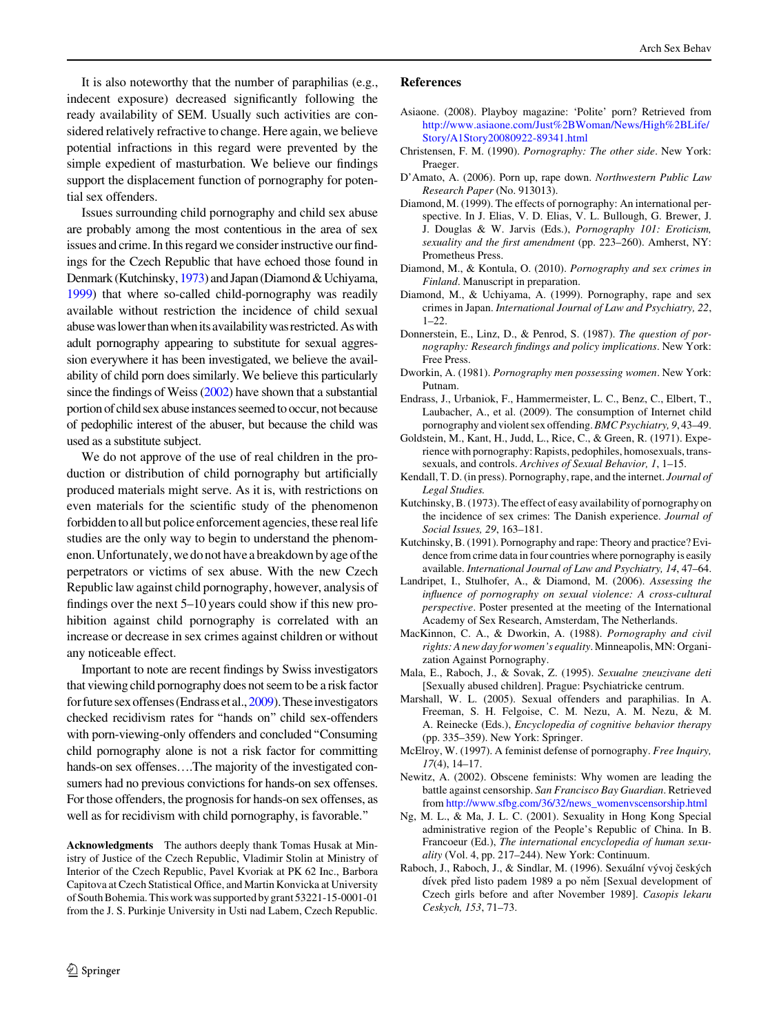It is also noteworthy that the number of paraphilias (e.g., indecent exposure) decreased significantly following the ready availability of SEM. Usually such activities are considered relatively refractive to change. Here again, we believe potential infractions in this regard were prevented by the simple expedient of masturbation. We believe our findings support the displacement function of pornography for potential sex offenders.

Issues surrounding child pornography and child sex abuse are probably among the most contentious in the area of sex issues and crime. In this regard we consider instructive our findings for the Czech Republic that have echoed those found in Denmark (Kutchinsky, 1973) and Japan (Diamond & Uchiyama, 1999) that where so-called child-pornography was readily available without restriction the incidence of child sexual abuse was lower than when its availability was restricted. As with adult pornography appearing to substitute for sexual aggression everywhere it has been investigated, we believe the availability of child porn does similarly. We believe this particularly since the findings of Weiss (2002) have shown that a substantial portion of child sex abuse instances seemed to occur, not because of pedophilic interest of the abuser, but because the child was used as a substitute subject.

We do not approve of the use of real children in the production or distribution of child pornography but artificially produced materials might serve. As it is, with restrictions on even materials for the scientific study of the phenomenon forbidden to all but police enforcement agencies, these real life studies are the only way to begin to understand the phenomenon. Unfortunately, we do not have a breakdown by age of the perpetrators or victims of sex abuse. With the new Czech Republic law against child pornography, however, analysis of findings over the next 5–10 years could show if this new prohibition against child pornography is correlated with an increase or decrease in sex crimes against children or without any noticeable effect.

Important to note are recent findings by Swiss investigators that viewing child pornography does not seem to be a risk factor for future sex offenses (Endrass et al., 2009). These investigators checked recidivism rates for "hands on" child sex-offenders with porn-viewing-only offenders and concluded "Consuming child pornography alone is not a risk factor for committing hands-on sex offenses….The majority of the investigated consumers had no previous convictions for hands-on sex offenses. For those offenders, the prognosis for hands-on sex offenses, as well as for recidivism with child pornography, is favorable."

**Acknowledgments** The authors deeply thank Tomas Husak at Ministry of Justice of the Czech Republic, Vladimir Stolin at Ministry of Interior of the Czech Republic, Pavel Kvoriak at PK 62 Inc., Barbora Capitova at Czech Statistical Office, and Martin Konvicka at University of South Bohemia. This work was supported by grant 53221-15-0001-01 from the J. S. Purkinje University in Usti nad Labem, Czech Republic.

## References

Asiaone. (2008). Playboy magazine: 'Polite' porn? Retrieved from http://www.asiaone.com/Just%2BWoman/News/High%2BLife/Story/A1Story20080922-89341.html

Christensen, F. M. (1990). *Pornography: The other side*. New York: Praeger.

D'Amato, A. (2006). Porn up, rape down. *Northwestern Public Law Research Paper* (No. 913013).

Diamond, M. (1999). The effects of pornography: An international perspective. In J. Elias, V. D. Elias, V. L. Bullough, G. Brewer, J. J. Douglas & W. Jarvis (Eds.), *Pornography 101: Eroticism, sexuality and the first amendment* (pp. 223–260). Amherst, NY: Prometheus Press.

Diamond, M., & Kontula, O. (2010). *Pornography and sex crimes in Finland*. Manuscript in preparation.

Diamond, M., & Uchiyama, A. (1999). Pornography, rape and sex crimes in Japan. *International Journal of Law and Psychiatry, 22*, 1–22.

Donnerstein, E., Linz, D., & Penrod, S. (1987). *The question of pornography: Research findings and policy implications*. New York: Free Press.

Dworkin, A. (1981). *Pornography men possessing women*. New York: Putnam.

Endrass, J., Urbaniok, F., Hammermeister, L. C., Benz, C., Elbert, T., Laubacher, A., et al. (2009). The consumption of Internet child pornography and violent sex offending. *BMC Psychiatry, 9*, 43–49.

Goldstein, M., Kant, H., Judd, L., Rice, C., & Green, R. (1971). Experience with pornography: Rapists, pedophiles, homosexuals, transsexuals, and controls. *Archives of Sexual Behavior, 1*, 1–15.

Kendall, T. D. (in press). Pornography, rape, and the internet. *Journal of Legal Studies.*

Kutchinsky, B. (1973). The effect of easy availability of pornography on the incidence of sex crimes: The Danish experience. *Journal of Social Issues, 29*, 163–181.

Kutchinsky, B. (1991). Pornography and rape: Theory and practice? Evidence from crime data in four countries where pornography is easily available. *International Journal of Law and Psychiatry, 14*, 47–64.

Landripet, I., Stulhofer, A., & Diamond, M. (2006). *Assessing the influence of pornography on sexual violence: A cross-cultural perspective*. Poster presented at the meeting of the International Academy of Sex Research, Amsterdam, The Netherlands.

MacKinnon, C. A., & Dworkin, A. (1988). *Pornography and civil rights: A new day for women's equality*. Minneapolis, MN: Organization Against Pornography.

Mala, E., Raboch, J., & Sovak, Z. (1995). *Sexualne zneuzivane deti* [Sexually abused children]. Prague: Psychiatricke centrum.

Marshall, W. L. (2005). Sexual offenders and paraphilias. In A. Freeman, S. H. Felgoise, C. M. Nezu, A. M. Nezu, & M. A. Reinecke (Eds.), *Encyclopedia of cognitive behavior therapy* (pp. 335–359). New York: Springer.

McElroy, W. (1997). A feminist defense of pornography. *Free Inquiry, 17*(4), 14–17.

Newitz, A. (2002). Obscene feminists: Why women are leading the battle against censorship. *San Francisco Bay Guardian*. Retrieved from http://www.sfbg.com/36/32/news_womenvscensorship.html

Ng, M. L., & Ma, J. L. C. (2001). Sexuality in Hong Kong Special administrative region of the People's Republic of China. In B. Francoeur (Ed.), *The international encyclopedia of human sexuality* (Vol. 4, pp. 217–244). New York: Continuum.

Raboch, J., Raboch, J., & Sindlar, M. (1996). Sexuální vývoj českých dívek před listo padem 1989 a po něm [Sexual development of Czech girls before and after November 1989]. *Casopis lekaru Ceskych, 153*, 71–73.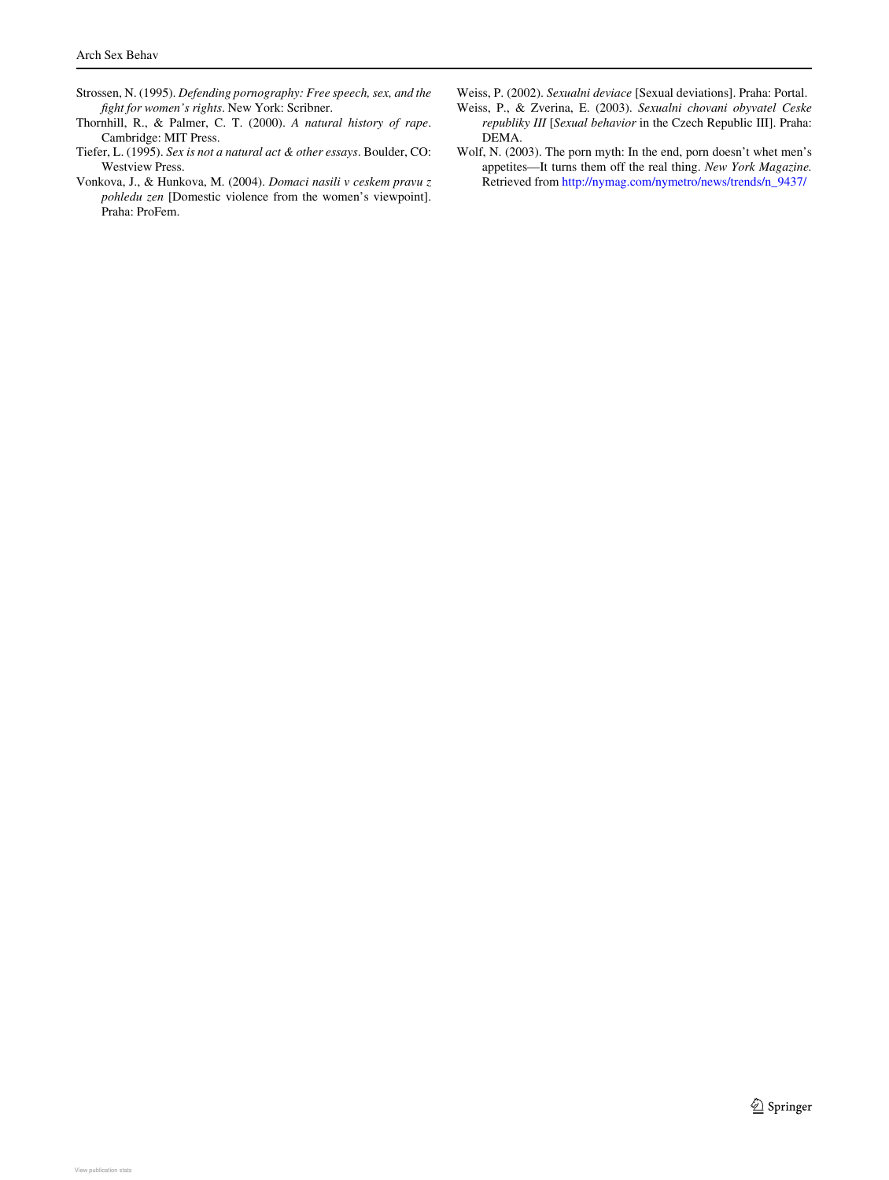Strossen, N. (1995). *Defending pornography: Free speech, sex, and the fight for women's rights*. New York: Scribner.

Thornhill, R., & Palmer, C. T. (2000). *A natural history of rape*. Cambridge: MIT Press.

Tiefer, L. (1995). *Sex is not a natural act & other essays*. Boulder, CO: Westview Press.

Vonkova, J., & Hunkova, M. (2004). *Domaci nasili v ceskem pravu z pohledu zen* [Domestic violence from the women's viewpoint]. Praha: ProFem.

Weiss, P. (2002). *Sexualni deviace* [Sexual deviations]. Praha: Portal.

Weiss, P., & Zverina, E. (2003). *Sexualni chovani obyvatel Ceske republiky III* [*Sexual behavior* in the Czech Republic III]. Praha: DEMA.

Wolf, N. (2003). The porn myth: In the end, porn doesn't whet men's appetites—It turns them off the real thing. *New York Magazine.* Retrieved from http://nymag.com/nymetro/news/trends/n_9437/